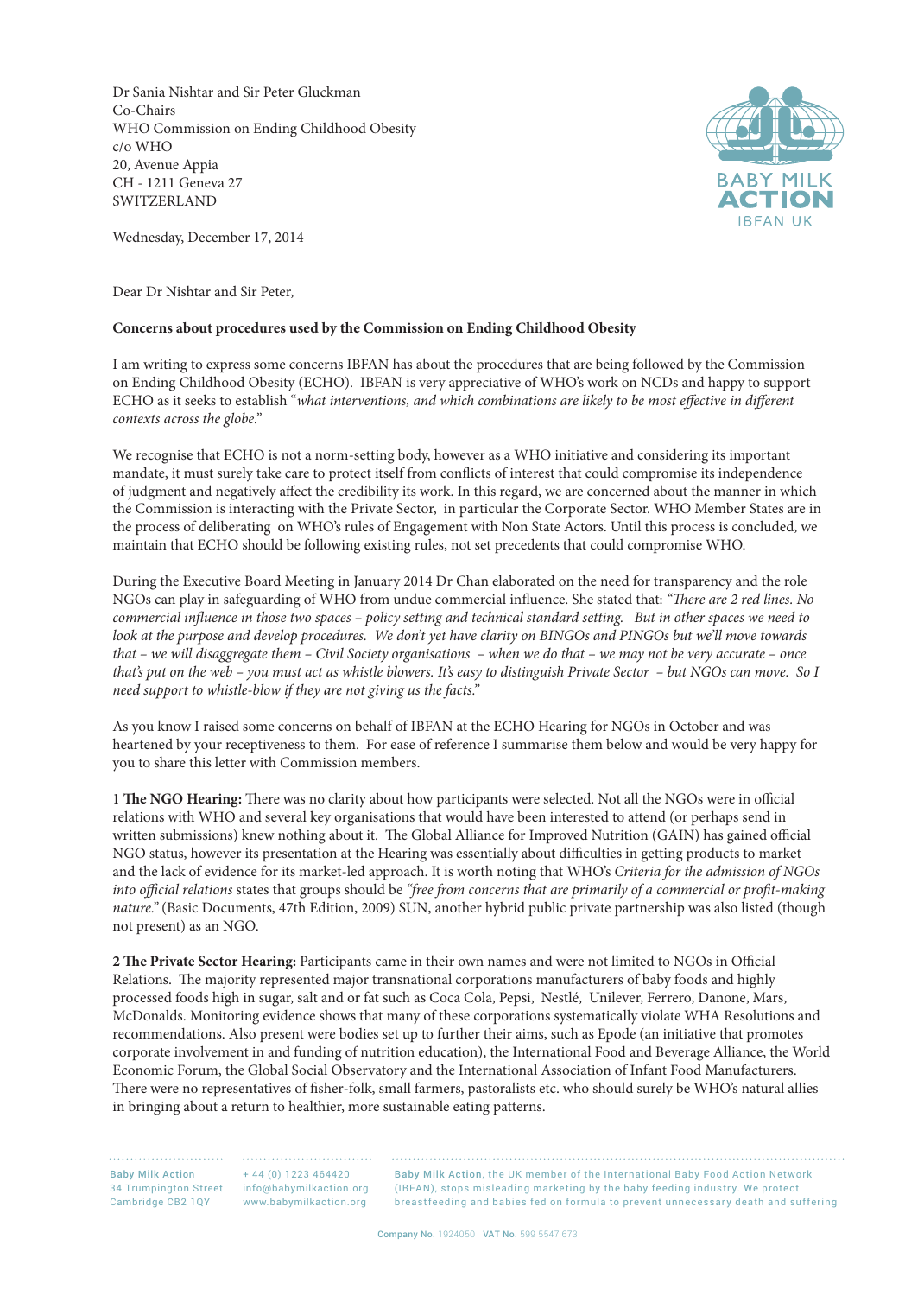Dr Sania Nishtar and Sir Peter Gluckman
Co-Chairs
WHO Commission on Ending Childhood Obesity
c/o WHO
20, Avenue Appia
CH - 1211 Geneva 27
SWITZERLAND

BABY MILK ACTION
IBFAN UK

Wednesday, December 17, 2014

Dear Dr Nishtar and Sir Peter,

**Concerns about procedures used by the Commission on Ending Childhood Obesity**

I am writing to express some concerns IBFAN has about the procedures that are being followed by the Commission on Ending Childhood Obesity (ECHO). IBFAN is very appreciative of WHO's work on NCDs and happy to support ECHO as it seeks to establish "*what interventions, and which combinations are likely to be most effective in different contexts across the globe*."

We recognise that ECHO is not a norm-setting body, however as a WHO initiative and considering its important mandate, it must surely take care to protect itself from conflicts of interest that could compromise its independence of judgment and negatively affect the credibility its work. In this regard, we are concerned about the manner in which the Commission is interacting with the Private Sector, in particular the Corporate Sector. WHO Member States are in the process of deliberating on WHO's rules of Engagement with Non State Actors. Until this process is concluded, we maintain that ECHO should be following existing rules, not set precedents that could compromise WHO.

During the Executive Board Meeting in January 2014 Dr Chan elaborated on the need for transparency and the role NGOs can play in safeguarding of WHO from undue commercial influence. She stated that: *"There are 2 red lines. No commercial influence in those two spaces – policy setting and technical standard setting. But in other spaces we need to look at the purpose and develop procedures. We don't yet have clarity on BINGOs and PINGOs but we'll move towards that – we will disaggregate them – Civil Society organisations – when we do that – we may not be very accurate – once that's put on the web – you must act as whistle blowers. It's easy to distinguish Private Sector – but NGOs can move. So I need support to whistle-blow if they are not giving us the facts."*

As you know I raised some concerns on behalf of IBFAN at the ECHO Hearing for NGOs in October and was heartened by your receptiveness to them. For ease of reference I summarise them below and would be very happy for you to share this letter with Commission members.

1 **The NGO Hearing:** There was no clarity about how participants were selected. Not all the NGOs were in official relations with WHO and several key organisations that would have been interested to attend (or perhaps send in written submissions) knew nothing about it. The Global Alliance for Improved Nutrition (GAIN) has gained official NGO status, however its presentation at the Hearing was essentially about difficulties in getting products to market and the lack of evidence for its market-led approach. It is worth noting that WHO's *Criteria for the admission of NGOs into official relations* states that groups should be *"free from concerns that are primarily of a commercial or profit-making nature."* (Basic Documents, 47th Edition, 2009) SUN, another hybrid public private partnership was also listed (though not present) as an NGO.

**2 The Private Sector Hearing:** Participants came in their own names and were not limited to NGOs in Official Relations. The majority represented major transnational corporations manufacturers of baby foods and highly processed foods high in sugar, salt and or fat such as Coca Cola, Pepsi, Nestlé, Unilever, Ferrero, Danone, Mars, McDonalds. Monitoring evidence shows that many of these corporations systematically violate WHA Resolutions and recommendations. Also present were bodies set up to further their aims, such as Epode (an initiative that promotes corporate involvement in and funding of nutrition education), the International Food and Beverage Alliance, the World Economic Forum, the Global Social Observatory and the International Association of Infant Food Manufacturers. There were no representatives of fisher-folk, small farmers, pastoralists etc. who should surely be WHO's natural allies in bringing about a return to healthier, more sustainable eating patterns.

Baby Milk Action
34 Trumpington Street
Cambridge CB2 1QY

+ 44 (0) 1223 464420
info@babymilkaction.org
www.babymilkaction.org

Baby Milk Action, the UK member of the International Baby Food Action Network (IBFAN), stops misleading marketing by the baby feeding industry. We protect breastfeeding and babies fed on formula to prevent unnecessary death and suffering.

Company No. 1924050 VAT No. 599 5547 673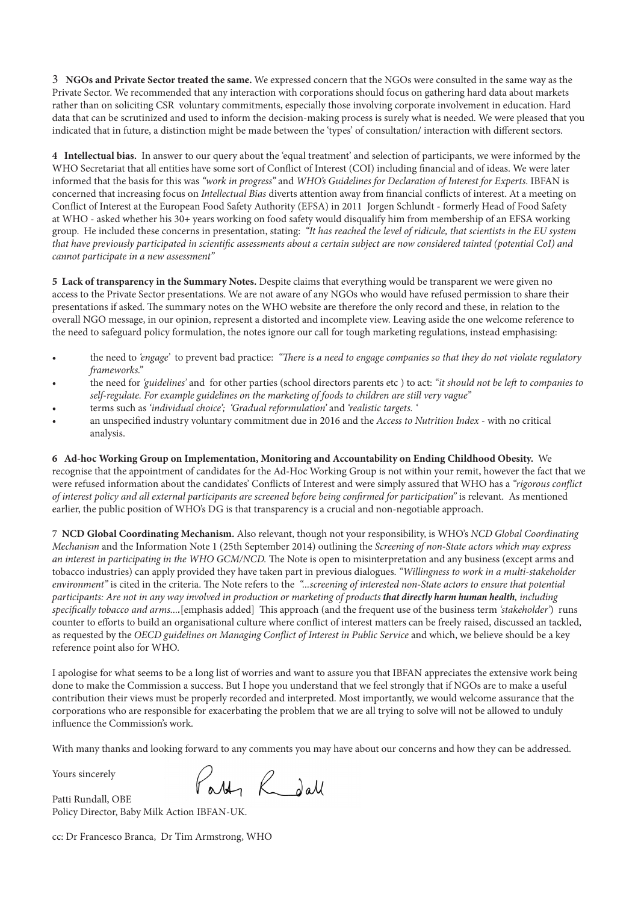3 **NGOs and Private Sector treated the same.** We expressed concern that the NGOs were consulted in the same way as the Private Sector. We recommended that any interaction with corporations should focus on gathering hard data about markets rather than on soliciting CSR voluntary commitments, especially those involving corporate involvement in education. Hard data that can be scrutinized and used to inform the decision-making process is surely what is needed. We were pleased that you indicated that in future, a distinction might be made between the 'types' of consultation/ interaction with different sectors.

**4 Intellectual bias.** In answer to our query about the 'equal treatment' and selection of participants, we were informed by the WHO Secretariat that all entities have some sort of Conflict of Interest (COI) including financial and of ideas. We were later informed that the basis for this was *"work in progress"* and *WHO's Guidelines for Declaration of Interest for Experts*. IBFAN is concerned that increasing focus on *Intellectual Bias* diverts attention away from financial conflicts of interest. At a meeting on Conflict of Interest at the European Food Safety Authority (EFSA) in 2011 Jorgen Schlundt - formerly Head of Food Safety at WHO - asked whether his 30+ years working on food safety would disqualify him from membership of an EFSA working group. He included these concerns in presentation, stating: *"It has reached the level of ridicule, that scientists in the EU system that have previously participated in scientific assessments about a certain subject are now considered tainted (potential CoI) and cannot participate in a new assessment"*

**5 Lack of transparency in the Summary Notes.** Despite claims that everything would be transparent we were given no access to the Private Sector presentations. We are not aware of any NGOs who would have refused permission to share their presentations if asked. The summary notes on the WHO website are therefore the only record and these, in relation to the overall NGO message, in our opinion, represent a distorted and incomplete view. Leaving aside the one welcome reference to the need to safeguard policy formulation, the notes ignore our call for tough marketing regulations, instead emphasising:

- the need to *'engage'* to prevent bad practice: *"There is a need to engage companies so that they do not violate regulatory frameworks."*
- the need for *'guidelines'* and for other parties (school directors parents etc ) to act: *"it should not be left to companies to self-regulate. For example guidelines on the marketing of foods to children are still very vague"*
- terms such as *'individual choice'; 'Gradual reformulation'* and *'realistic targets. '*
- an unspecified industry voluntary commitment due in 2016 and the *Access to Nutrition Index* - with no critical analysis.

**6 Ad-hoc Working Group on Implementation, Monitoring and Accountability on Ending Childhood Obesity.** We recognise that the appointment of candidates for the Ad-Hoc Working Group is not within your remit, however the fact that we were refused information about the candidates' Conflicts of Interest and were simply assured that WHO has a *"rigorous conflict of interest policy and all external participants are screened before being confirmed for participation"* is relevant. As mentioned earlier, the public position of WHO's DG is that transparency is a crucial and non-negotiable approach.

7 **NCD Global Coordinating Mechanism.** Also relevant, though not your responsibility, is WHO's *NCD Global Coordinating Mechanism* and the Information Note 1 (25th September 2014) outlining the *Screening of non-State actors which may express an interest in participating in the WHO GCM/NCD.* The Note is open to misinterpretation and any business (except arms and tobacco industries) can apply provided they have taken part in previous dialogues. *"Willingness to work in a multi-stakeholder environment"* is cited in the criteria. The Note refers to the *"...screening of interested non-State actors to ensure that potential participants: Are not in any way involved in production or marketing of products* ***that directly harm human health****, including specifically tobacco and arms....*[emphasis added] This approach (and the frequent use of the business term *'stakeholder'*) runs counter to efforts to build an organisational culture where conflict of interest matters can be freely raised, discussed an tackled, as requested by the *OECD guidelines on Managing Conflict of Interest in Public Service* and which, we believe should be a key reference point also for WHO.

I apologise for what seems to be a long list of worries and want to assure you that IBFAN appreciates the extensive work being done to make the Commission a success. But I hope you understand that we feel strongly that if NGOs are to make a useful contribution their views must be properly recorded and interpreted. Most importantly, we would welcome assurance that the corporations who are responsible for exacerbating the problem that we are all trying to solve will not be allowed to unduly influence the Commission's work.

With many thanks and looking forward to any comments you may have about our concerns and how they can be addressed.

Yours sincerely

Patti Rundall

Patti Rundall, OBE
Policy Director, Baby Milk Action IBFAN-UK.

cc: Dr Francesco Branca, Dr Tim Armstrong, WHO